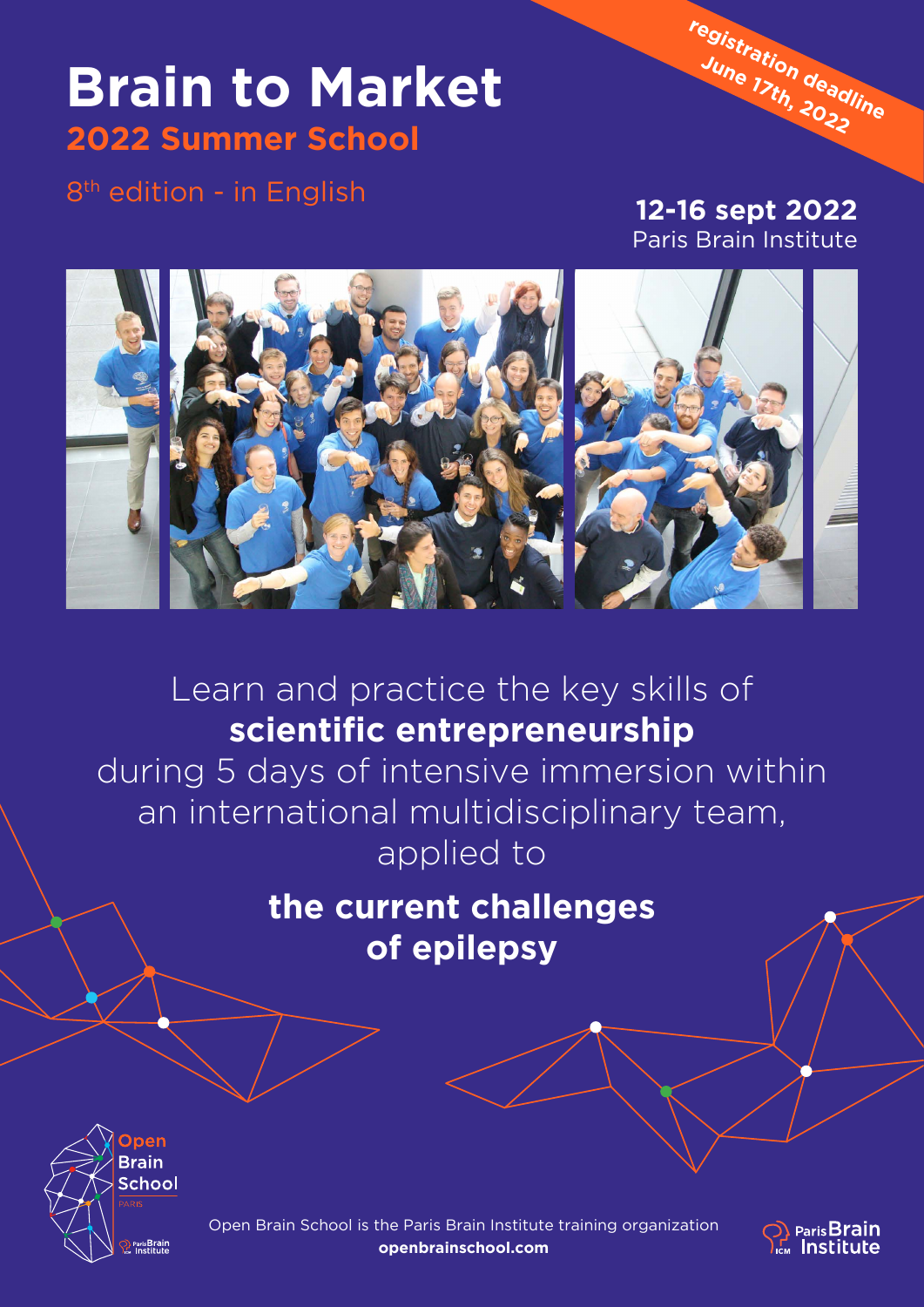# Brain to Market

## 2022 Summer School

8th edition - in English

registration deadline June 17th, 2022

**12-16 sept 2022**
Paris Brain Institute

Learn and practice the key skills of **scientific entrepreneurship** during 5 days of intensive immersion within an international multidisciplinary team, applied to

**the current challenges of epilepsy**

Open Brain School

Open Brain School is the Paris Brain Institute training organization
**openbrainschool.com**

Paris Brain Institute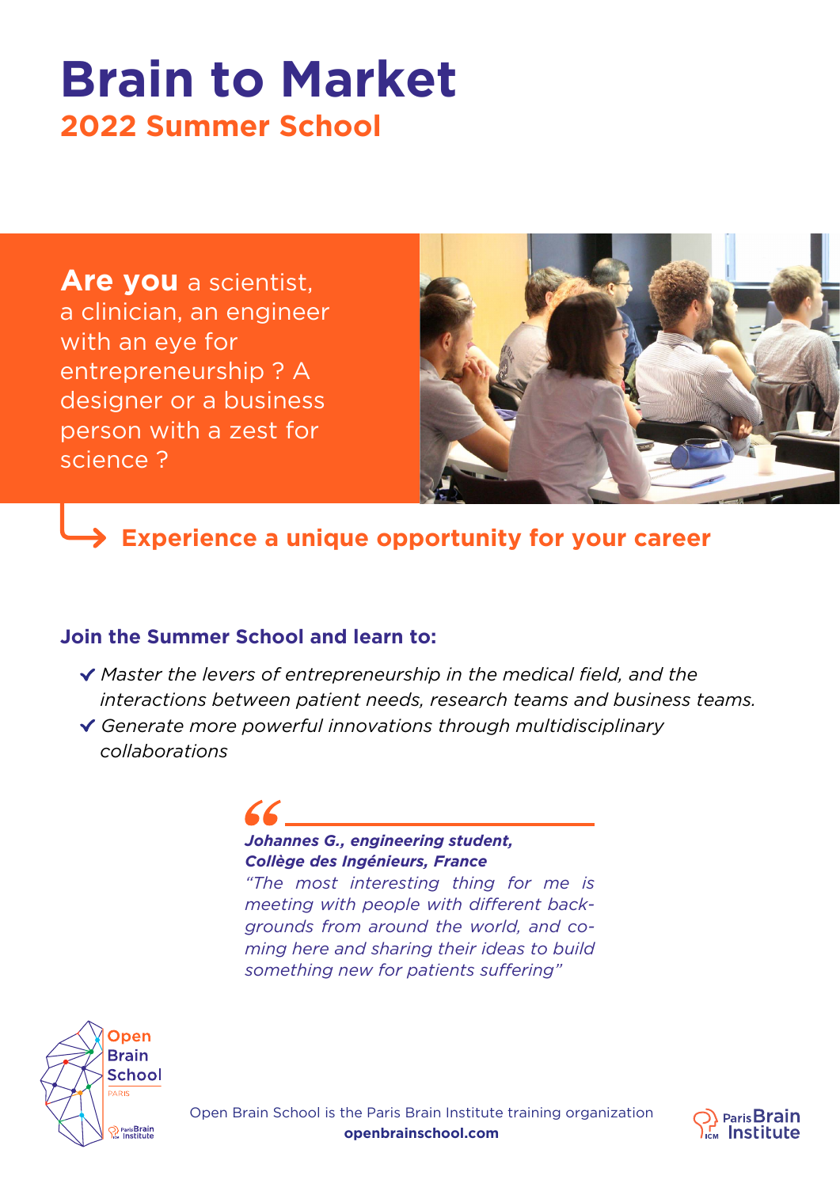# Brain to Market

## 2022 Summer School

**Are you** a scientist, a clinician, an engineer with an eye for entrepreneurship ? A designer or a business person with a zest for science ?

### Experience a unique opportunity for your career

**Join the Summer School and learn to:**

- *Master the levers of entrepreneurship in the medical field, and the interactions between patient needs, research teams and business teams.*
- *Generate more powerful innovations through multidisciplinary collaborations*

> ***Johannes G., engineering student, Collège des Ingénieurs, France***
> *“The most interesting thing for me is meeting with people with different backgrounds from around the world, and coming here and sharing their ideas to build something new for patients suffering”*

Open Brain School is the Paris Brain Institute training organization
**openbrainschool.com**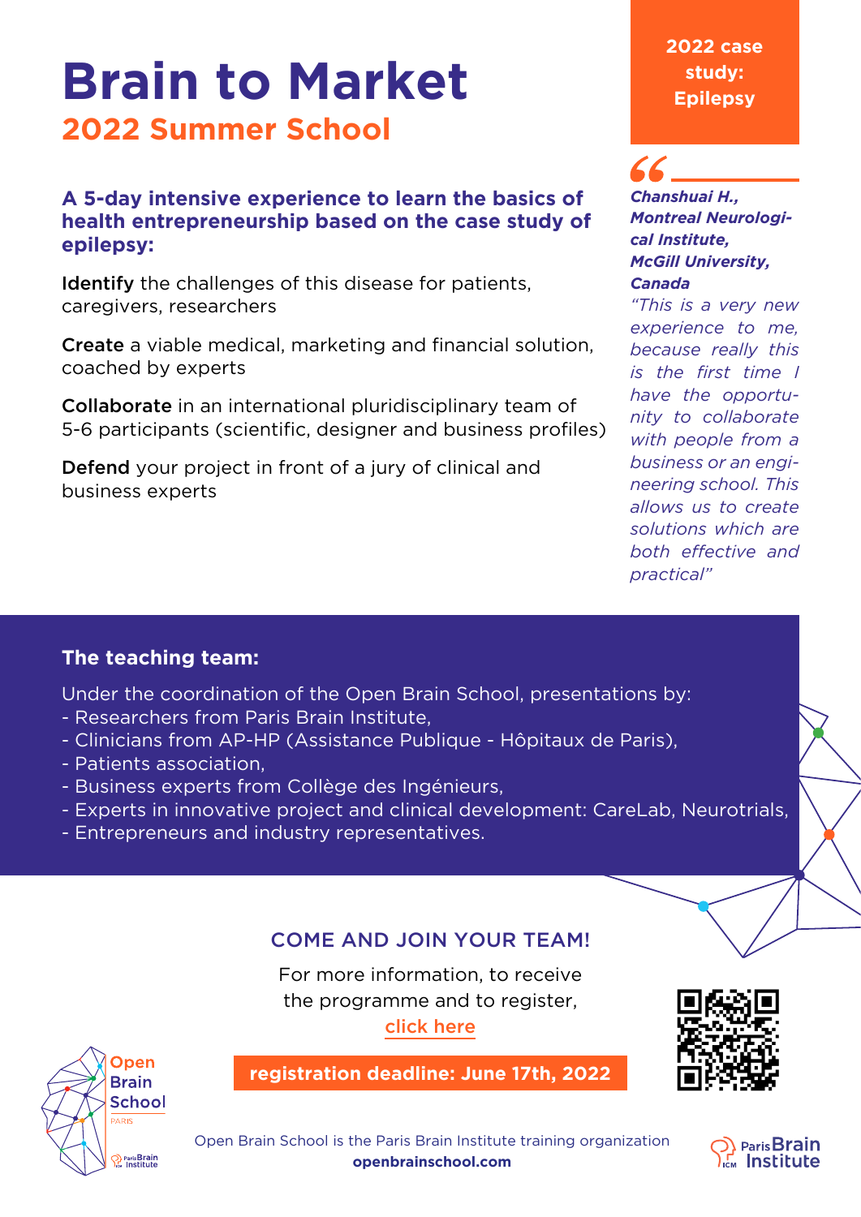# Brain to Market

## 2022 Summer School

**2022 case study: Epilepsy**

**A 5-day intensive experience to learn the basics of health entrepreneurship based on the case study of epilepsy:**

**Identify** the challenges of this disease for patients, caregivers, researchers

**Create** a viable medical, marketing and financial solution, coached by experts

**Collaborate** in an international pluridisciplinary team of 5-6 participants (scientific, designer and business profiles)

**Defend** your project in front of a jury of clinical and business experts

***Chanshuai H., Montreal Neurological Institute, McGill University, Canada***

*"This is a very new experience to me, because really this is the first time I have the opportunity to collaborate with people from a business or an engineering school. This allows us to create solutions which are both effective and practical"*

### The teaching team:

Under the coordination of the Open Brain School, presentations by:
- Researchers from Paris Brain Institute,
- Clinicians from AP-HP (Assistance Publique - Hôpitaux de Paris),
- Patients association,
- Business experts from Collège des Ingénieurs,
- Experts in innovative project and clinical development: CareLab, Neurotrials,
- Entrepreneurs and industry representatives.

### COME AND JOIN YOUR TEAM!

For more information, to receive the programme and to register, click here

**registration deadline: June 17th, 2022**

Open Brain School is the Paris Brain Institute training organization

**openbrainschool.com**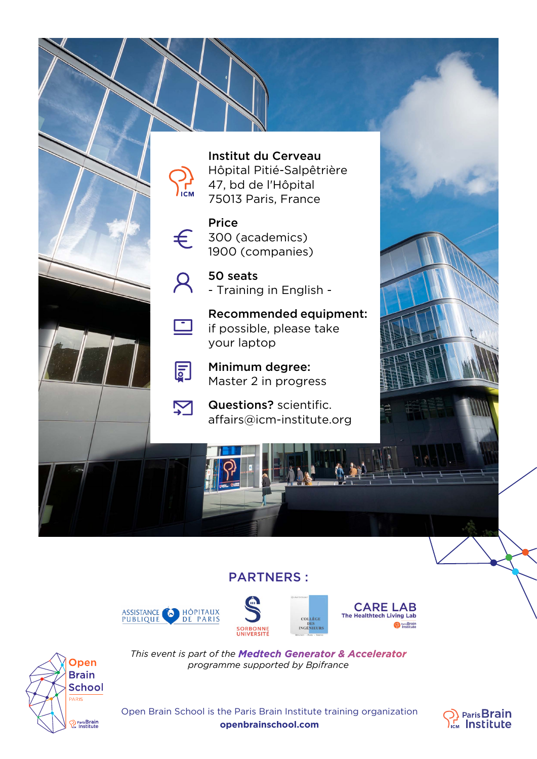**Institut du Cerveau**
Hôpital Pitié-Salpêtrière
47, bd de l'Hôpital
75013 Paris, France

**Price**
300 (academics)
1900 (companies)

**50 seats**
- Training in English -

**Recommended equipment:**
if possible, please take your laptop

**Minimum degree:**
Master 2 in progress

**Questions?** scientific.affairs@icm-institute.org

## PARTNERS :

ASSISTANCE PUBLIQUE HÔPITAUX DE PARIS · SORBONNE UNIVERSITÉ · COLLÈGE DES INGÉNIEURS · CARE LAB The Healthtech Living Lab

*This event is part of the* ***Medtech Generator & Accelerator*** *programme supported by Bpifrance*

Open Brain School is the Paris Brain Institute training organization
**openbrainschool.com**